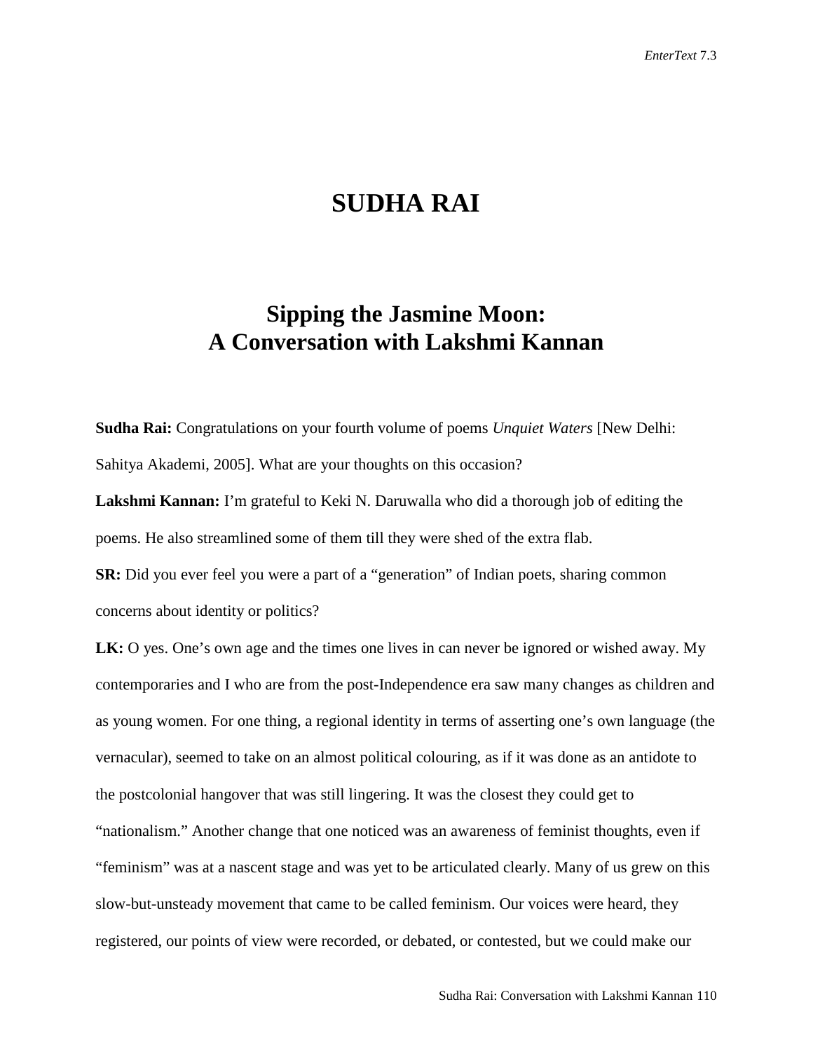# SUDHA RAI

## Sipping the Jasmine Moon: A Conversation with Lakshmi Kannan

**Sudha Rai:** Congratulations on your fourth volume of poems *Unquiet Waters* [New Delhi: Sahitya Akademi, 2005]. What are your thoughts on this occasion?

**Lakshmi Kannan:** I'm grateful to Keki N. Daruwalla who did a thorough job of editing the poems. He also streamlined some of them till they were shed of the extra flab.

**SR:** Did you ever feel you were a part of a "generation" of Indian poets, sharing common concerns about identity or politics?

**LK:** O yes. One's own age and the times one lives in can never be ignored or wished away. My contemporaries and I who are from the post-Independence era saw many changes as children and as young women. For one thing, a regional identity in terms of asserting one's own language (the vernacular), seemed to take on an almost political colouring, as if it was done as an antidote to the postcolonial hangover that was still lingering. It was the closest they could get to "nationalism." Another change that one noticed was an awareness of feminist thoughts, even if "feminism" was at a nascent stage and was yet to be articulated clearly. Many of us grew on this slow-but-unsteady movement that came to be called feminism. Our voices were heard, they registered, our points of view were recorded, or debated, or contested, but we could make our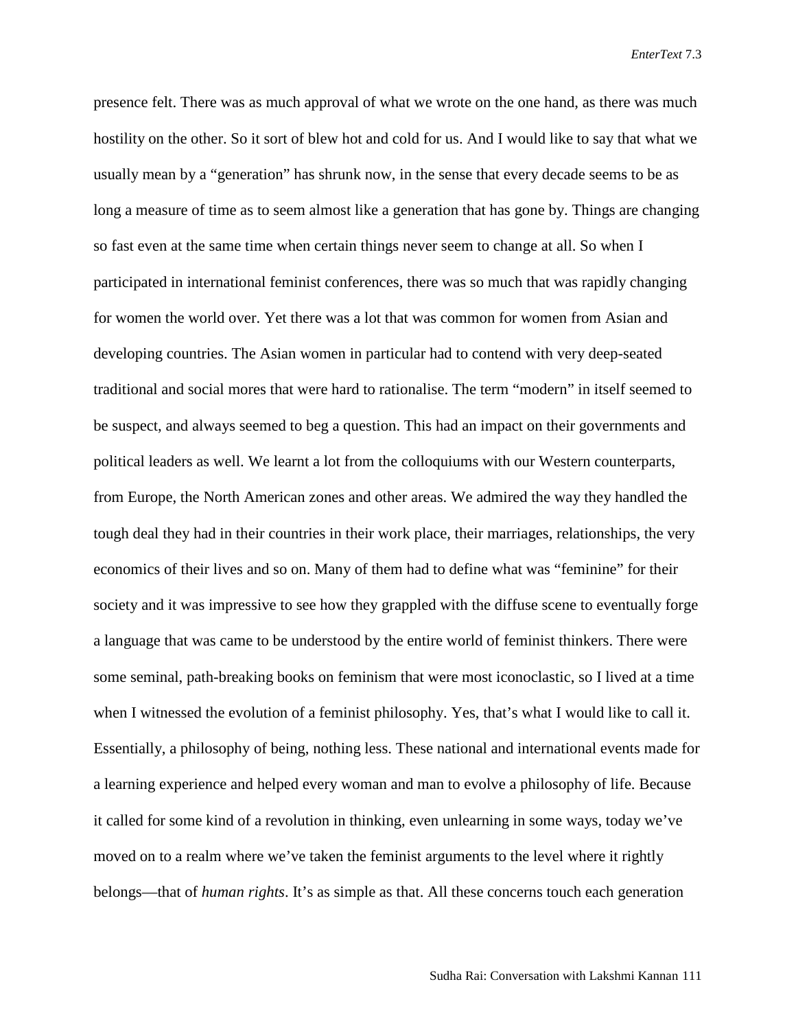presence felt. There was as much approval of what we wrote on the one hand, as there was much hostility on the other. So it sort of blew hot and cold for us. And I would like to say that what we usually mean by a "generation" has shrunk now, in the sense that every decade seems to be as long a measure of time as to seem almost like a generation that has gone by. Things are changing so fast even at the same time when certain things never seem to change at all. So when I participated in international feminist conferences, there was so much that was rapidly changing for women the world over. Yet there was a lot that was common for women from Asian and developing countries. The Asian women in particular had to contend with very deep-seated traditional and social mores that were hard to rationalise. The term "modern" in itself seemed to be suspect, and always seemed to beg a question. This had an impact on their governments and political leaders as well. We learnt a lot from the colloquiums with our Western counterparts, from Europe, the North American zones and other areas. We admired the way they handled the tough deal they had in their countries in their work place, their marriages, relationships, the very economics of their lives and so on. Many of them had to define what was "feminine" for their society and it was impressive to see how they grappled with the diffuse scene to eventually forge a language that was came to be understood by the entire world of feminist thinkers. There were some seminal, path-breaking books on feminism that were most iconoclastic, so I lived at a time when I witnessed the evolution of a feminist philosophy. Yes, that's what I would like to call it. Essentially, a philosophy of being, nothing less. These national and international events made for a learning experience and helped every woman and man to evolve a philosophy of life. Because it called for some kind of a revolution in thinking, even unlearning in some ways, today we've moved on to a realm where we've taken the feminist arguments to the level where it rightly belongs—that of *human rights*. It's as simple as that. All these concerns touch each generation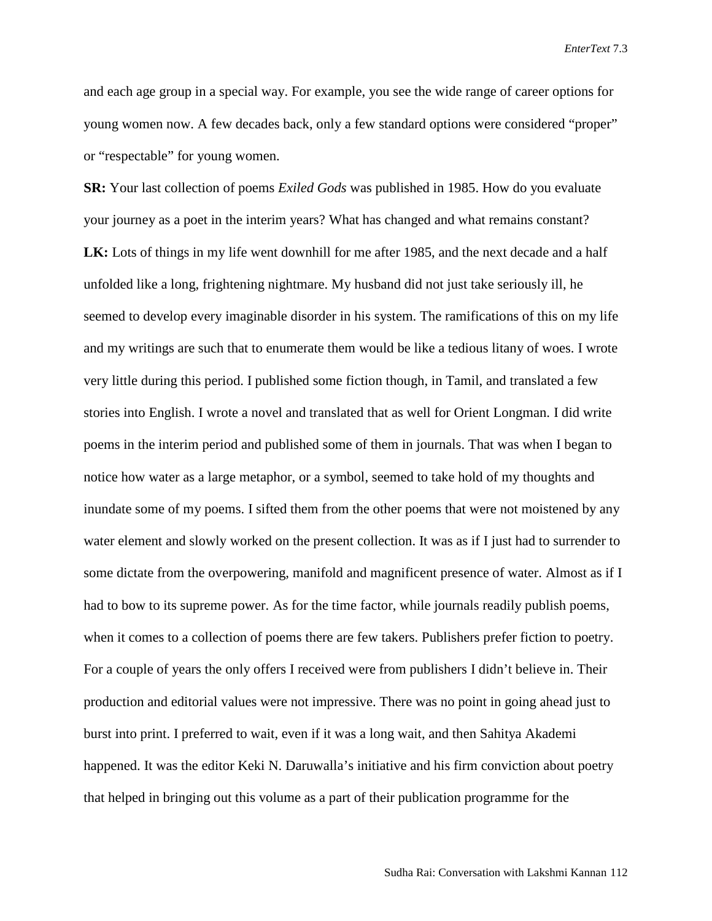and each age group in a special way. For example, you see the wide range of career options for young women now. A few decades back, only a few standard options were considered "proper" or "respectable" for young women.

**SR:** Your last collection of poems *Exiled Gods* was published in 1985. How do you evaluate your journey as a poet in the interim years? What has changed and what remains constant?

**LK:** Lots of things in my life went downhill for me after 1985, and the next decade and a half unfolded like a long, frightening nightmare. My husband did not just take seriously ill, he seemed to develop every imaginable disorder in his system. The ramifications of this on my life and my writings are such that to enumerate them would be like a tedious litany of woes. I wrote very little during this period. I published some fiction though, in Tamil, and translated a few stories into English. I wrote a novel and translated that as well for Orient Longman. I did write poems in the interim period and published some of them in journals. That was when I began to notice how water as a large metaphor, or a symbol, seemed to take hold of my thoughts and inundate some of my poems. I sifted them from the other poems that were not moistened by any water element and slowly worked on the present collection. It was as if I just had to surrender to some dictate from the overpowering, manifold and magnificent presence of water. Almost as if I had to bow to its supreme power. As for the time factor, while journals readily publish poems, when it comes to a collection of poems there are few takers. Publishers prefer fiction to poetry. For a couple of years the only offers I received were from publishers I didn't believe in. Their production and editorial values were not impressive. There was no point in going ahead just to burst into print. I preferred to wait, even if it was a long wait, and then Sahitya Akademi happened. It was the editor Keki N. Daruwalla's initiative and his firm conviction about poetry that helped in bringing out this volume as a part of their publication programme for the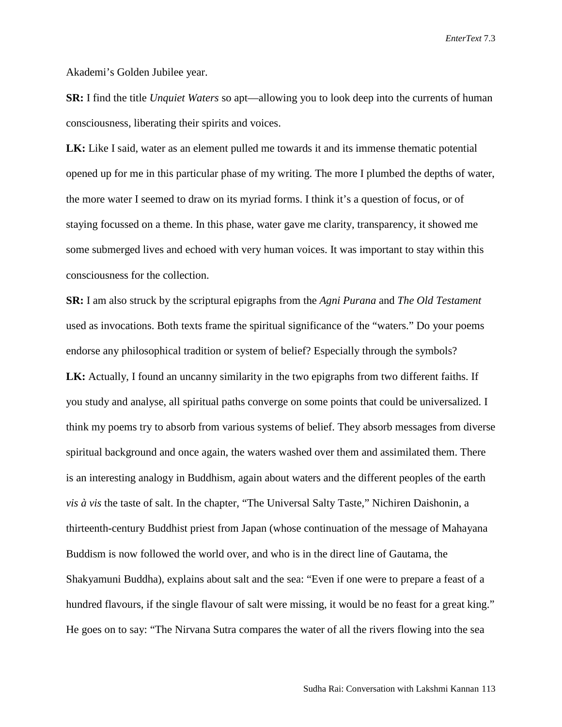Akademi's Golden Jubilee year.

**SR:** I find the title *Unquiet Waters* so apt—allowing you to look deep into the currents of human consciousness, liberating their spirits and voices.

**LK:** Like I said, water as an element pulled me towards it and its immense thematic potential opened up for me in this particular phase of my writing. The more I plumbed the depths of water, the more water I seemed to draw on its myriad forms. I think it's a question of focus, or of staying focussed on a theme. In this phase, water gave me clarity, transparency, it showed me some submerged lives and echoed with very human voices. It was important to stay within this consciousness for the collection.

**SR:** I am also struck by the scriptural epigraphs from the *Agni Purana* and *The Old Testament* used as invocations. Both texts frame the spiritual significance of the "waters." Do your poems endorse any philosophical tradition or system of belief? Especially through the symbols?

**LK:** Actually, I found an uncanny similarity in the two epigraphs from two different faiths. If you study and analyse, all spiritual paths converge on some points that could be universalized. I think my poems try to absorb from various systems of belief. They absorb messages from diverse spiritual background and once again, the waters washed over them and assimilated them. There is an interesting analogy in Buddhism, again about waters and the different peoples of the earth *vis à vis* the taste of salt. In the chapter, "The Universal Salty Taste," Nichiren Daishonin, a thirteenth-century Buddhist priest from Japan (whose continuation of the message of Mahayana Buddhism is now followed the world over, and who is in the direct line of Gautama, the Shakyamuni Buddha), explains about salt and the sea: "Even if one were to prepare a feast of a hundred flavours, if the single flavour of salt were missing, it would be no feast for a great king." He goes on to say: "The Nirvana Sutra compares the water of all the rivers flowing into the sea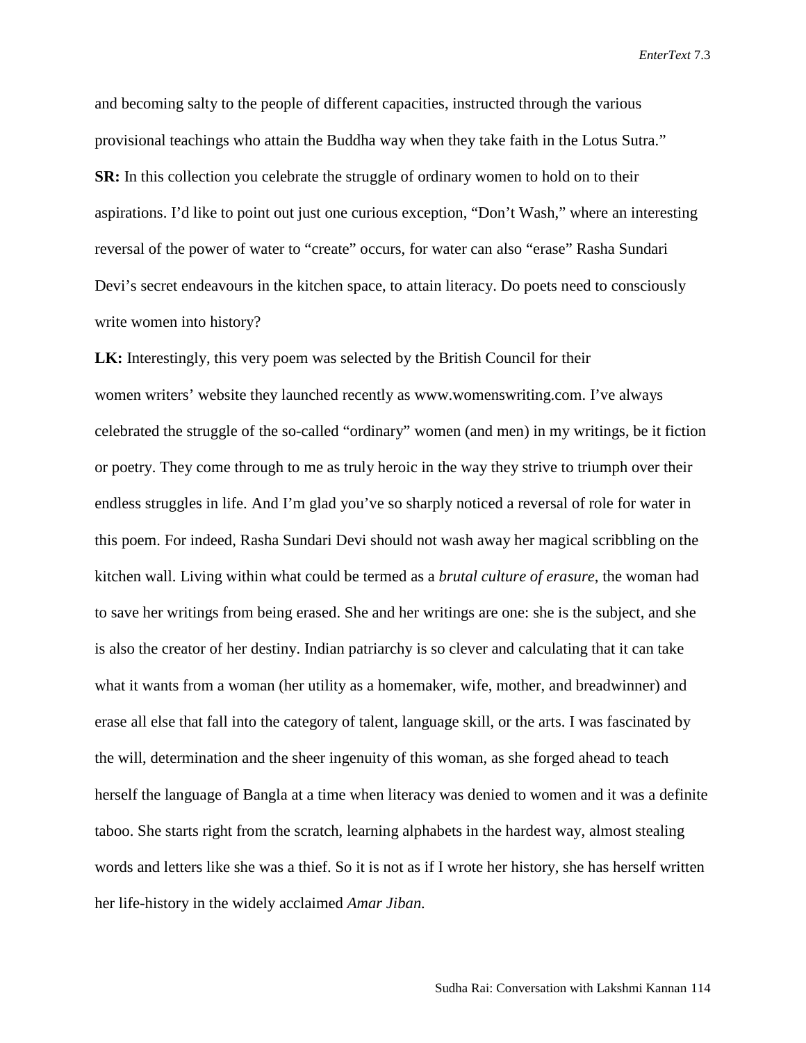and becoming salty to the people of different capacities, instructed through the various provisional teachings who attain the Buddha way when they take faith in the Lotus Sutra."

**SR:** In this collection you celebrate the struggle of ordinary women to hold on to their aspirations. I'd like to point out just one curious exception, "Don't Wash," where an interesting reversal of the power of water to "create" occurs, for water can also "erase" Rasha Sundari Devi's secret endeavours in the kitchen space, to attain literacy. Do poets need to consciously write women into history?

**LK:** Interestingly, this very poem was selected by the British Council for their women writers' website they launched recently as www.womenswriting.com. I've always celebrated the struggle of the so-called "ordinary" women (and men) in my writings, be it fiction or poetry. They come through to me as truly heroic in the way they strive to triumph over their endless struggles in life. And I'm glad you've so sharply noticed a reversal of role for water in this poem. For indeed, Rasha Sundari Devi should not wash away her magical scribbling on the kitchen wall. Living within what could be termed as a *brutal culture of erasure*, the woman had to save her writings from being erased. She and her writings are one: she is the subject, and she is also the creator of her destiny. Indian patriarchy is so clever and calculating that it can take what it wants from a woman (her utility as a homemaker, wife, mother, and breadwinner) and erase all else that fall into the category of talent, language skill, or the arts. I was fascinated by the will, determination and the sheer ingenuity of this woman, as she forged ahead to teach herself the language of Bangla at a time when literacy was denied to women and it was a definite taboo. She starts right from the scratch, learning alphabets in the hardest way, almost stealing words and letters like she was a thief. So it is not as if I wrote her history, she has herself written her life-history in the widely acclaimed *Amar Jiban.*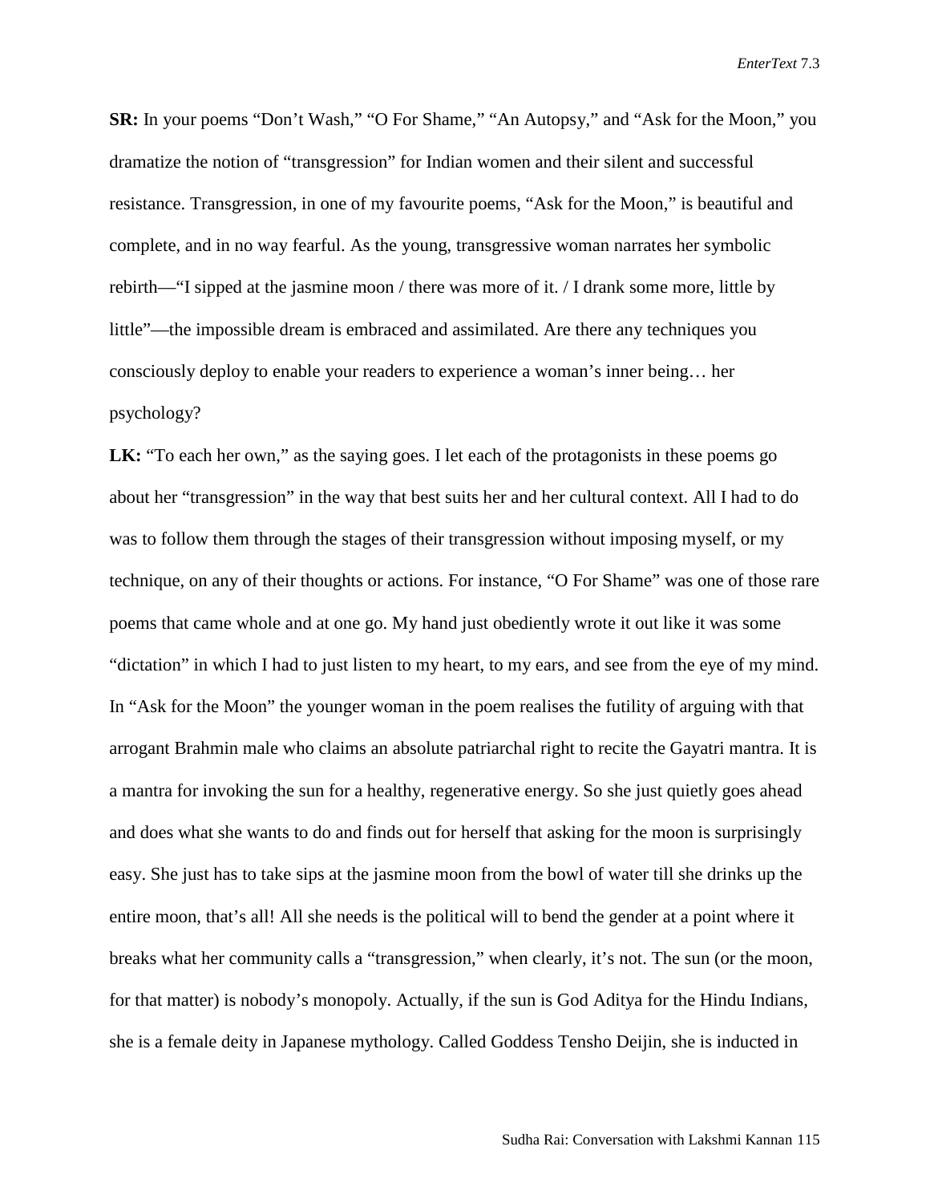**SR:** In your poems "Don't Wash," "O For Shame," "An Autopsy," and "Ask for the Moon," you dramatize the notion of "transgression" for Indian women and their silent and successful resistance. Transgression, in one of my favourite poems, "Ask for the Moon," is beautiful and complete, and in no way fearful. As the young, transgressive woman narrates her symbolic rebirth—"I sipped at the jasmine moon / there was more of it. / I drank some more, little by little"—the impossible dream is embraced and assimilated. Are there any techniques you consciously deploy to enable your readers to experience a woman's inner being… her psychology?

**LK:** "To each her own," as the saying goes. I let each of the protagonists in these poems go about her "transgression" in the way that best suits her and her cultural context. All I had to do was to follow them through the stages of their transgression without imposing myself, or my technique, on any of their thoughts or actions. For instance, "O For Shame" was one of those rare poems that came whole and at one go. My hand just obediently wrote it out like it was some "dictation" in which I had to just listen to my heart, to my ears, and see from the eye of my mind. In "Ask for the Moon" the younger woman in the poem realises the futility of arguing with that arrogant Brahmin male who claims an absolute patriarchal right to recite the Gayatri mantra. It is a mantra for invoking the sun for a healthy, regenerative energy. So she just quietly goes ahead and does what she wants to do and finds out for herself that asking for the moon is surprisingly easy. She just has to take sips at the jasmine moon from the bowl of water till she drinks up the entire moon, that's all! All she needs is the political will to bend the gender at a point where it breaks what her community calls a "transgression," when clearly, it's not. The sun (or the moon, for that matter) is nobody's monopoly. Actually, if the sun is God Aditya for the Hindu Indians, she is a female deity in Japanese mythology. Called Goddess Tensho Deijin, she is inducted in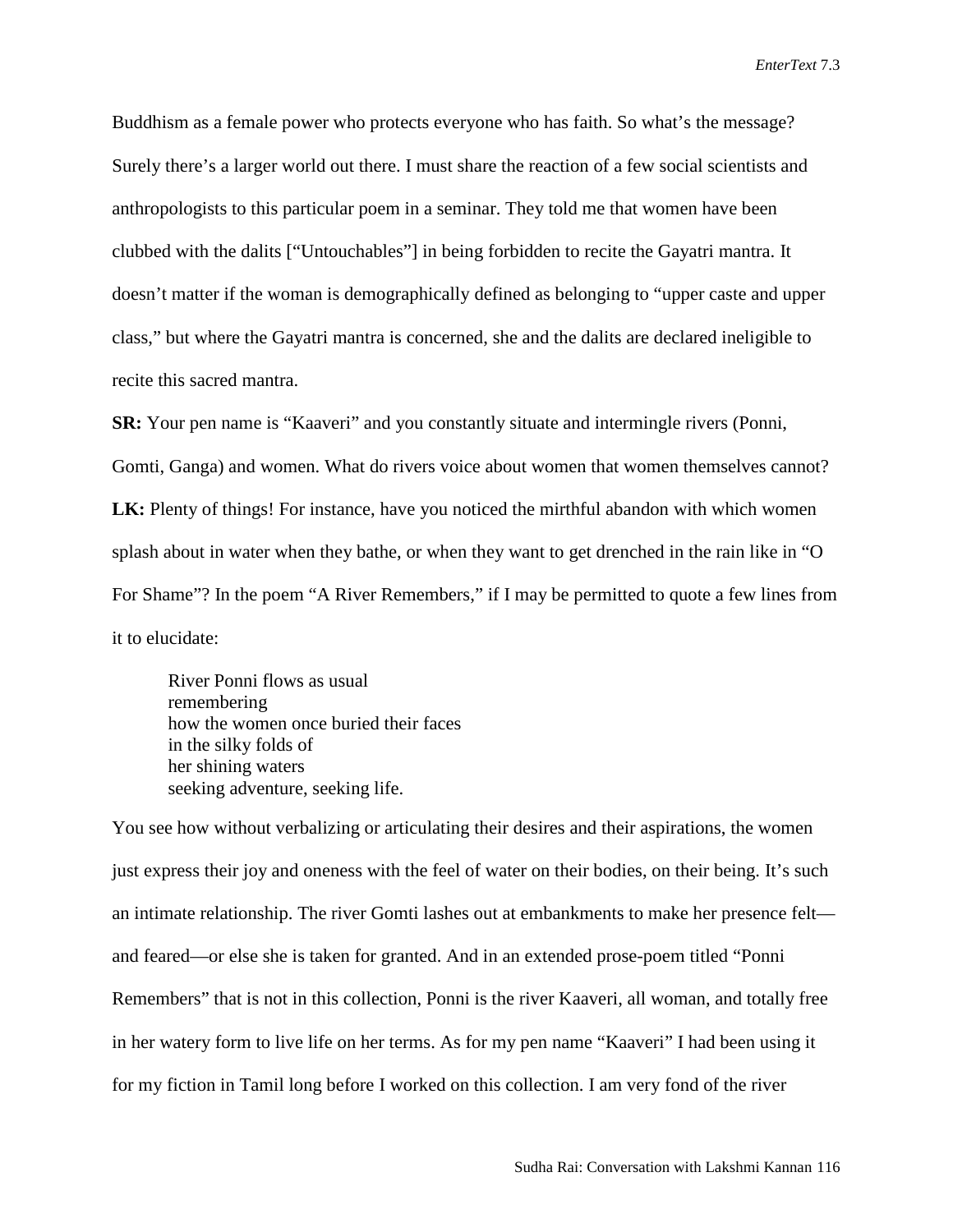Buddhism as a female power who protects everyone who has faith. So what's the message? Surely there's a larger world out there. I must share the reaction of a few social scientists and anthropologists to this particular poem in a seminar. They told me that women have been clubbed with the dalits ["Untouchables"] in being forbidden to recite the Gayatri mantra. It doesn't matter if the woman is demographically defined as belonging to "upper caste and upper class," but where the Gayatri mantra is concerned, she and the dalits are declared ineligible to recite this sacred mantra.

**SR:** Your pen name is "Kaaveri" and you constantly situate and intermingle rivers (Ponni, Gomti, Ganga) and women. What do rivers voice about women that women themselves cannot?

**LK:** Plenty of things! For instance, have you noticed the mirthful abandon with which women splash about in water when they bathe, or when they want to get drenched in the rain like in "O For Shame"? In the poem "A River Remembers," if I may be permitted to quote a few lines from it to elucidate:

> River Ponni flows as usual  
> remembering  
> how the women once buried their faces  
> in the silky folds of  
> her shining waters  
> seeking adventure, seeking life.

You see how without verbalizing or articulating their desires and their aspirations, the women just express their joy and oneness with the feel of water on their bodies, on their being. It's such an intimate relationship. The river Gomti lashes out at embankments to make her presence felt—and feared—or else she is taken for granted. And in an extended prose-poem titled "Ponni Remembers" that is not in this collection, Ponni is the river Kaaveri, all woman, and totally free in her watery form to live life on her terms. As for my pen name "Kaaveri" I had been using it for my fiction in Tamil long before I worked on this collection. I am very fond of the river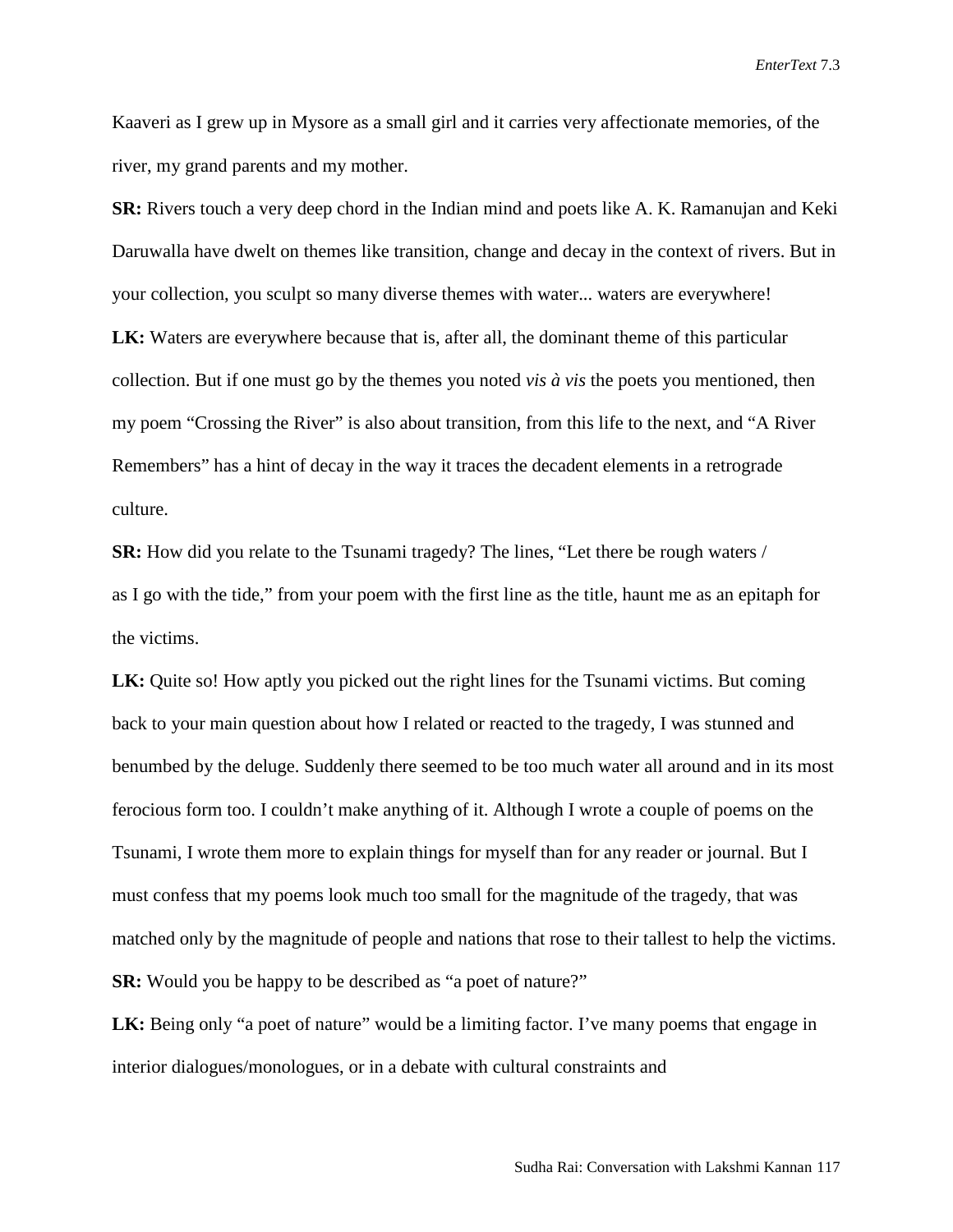Kaaveri as I grew up in Mysore as a small girl and it carries very affectionate memories, of the river, my grand parents and my mother.

**SR:** Rivers touch a very deep chord in the Indian mind and poets like A. K. Ramanujan and Keki Daruwalla have dwelt on themes like transition, change and decay in the context of rivers. But in your collection, you sculpt so many diverse themes with water... waters are everywhere!

**LK:** Waters are everywhere because that is, after all, the dominant theme of this particular collection. But if one must go by the themes you noted *vis à vis* the poets you mentioned, then my poem "Crossing the River" is also about transition, from this life to the next, and "A River Remembers" has a hint of decay in the way it traces the decadent elements in a retrograde culture.

**SR:** How did you relate to the Tsunami tragedy? The lines, "Let there be rough waters / as I go with the tide," from your poem with the first line as the title, haunt me as an epitaph for the victims.

**LK:** Quite so! How aptly you picked out the right lines for the Tsunami victims. But coming back to your main question about how I related or reacted to the tragedy, I was stunned and benumbed by the deluge. Suddenly there seemed to be too much water all around and in its most ferocious form too. I couldn't make anything of it. Although I wrote a couple of poems on the Tsunami, I wrote them more to explain things for myself than for any reader or journal. But I must confess that my poems look much too small for the magnitude of the tragedy, that was matched only by the magnitude of people and nations that rose to their tallest to help the victims.

**SR:** Would you be happy to be described as "a poet of nature?"

**LK:** Being only "a poet of nature" would be a limiting factor. I've many poems that engage in interior dialogues/monologues, or in a debate with cultural constraints and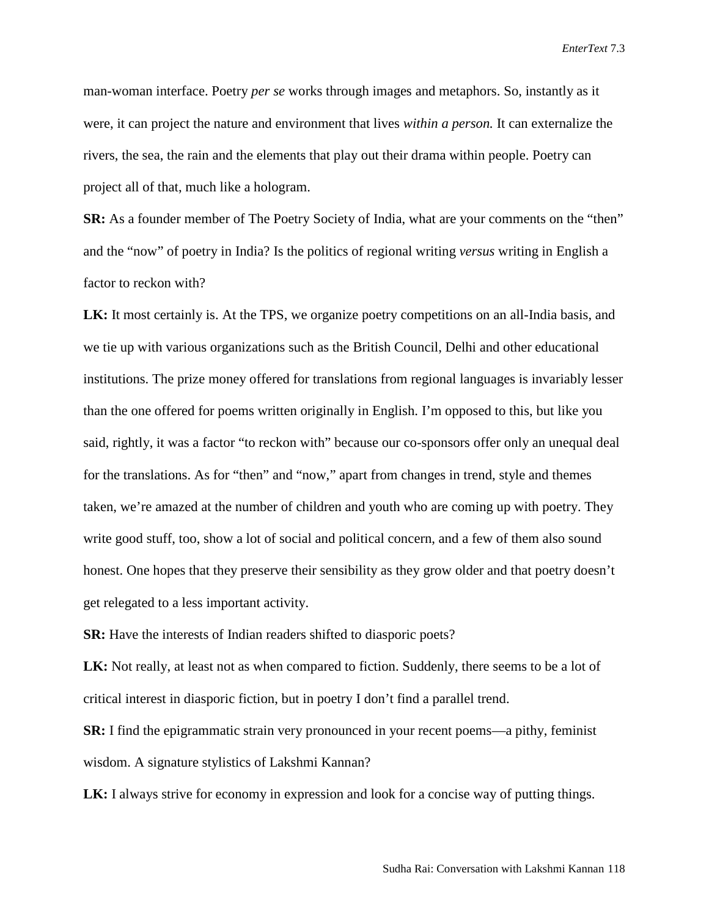man-woman interface. Poetry *per se* works through images and metaphors. So, instantly as it were, it can project the nature and environment that lives *within a person.* It can externalize the rivers, the sea, the rain and the elements that play out their drama within people. Poetry can project all of that, much like a hologram.

**SR:** As a founder member of The Poetry Society of India, what are your comments on the "then" and the "now" of poetry in India? Is the politics of regional writing *versus* writing in English a factor to reckon with?

**LK:** It most certainly is. At the TPS, we organize poetry competitions on an all-India basis, and we tie up with various organizations such as the British Council, Delhi and other educational institutions. The prize money offered for translations from regional languages is invariably lesser than the one offered for poems written originally in English. I'm opposed to this, but like you said, rightly, it was a factor "to reckon with" because our co-sponsors offer only an unequal deal for the translations. As for "then" and "now," apart from changes in trend, style and themes taken, we're amazed at the number of children and youth who are coming up with poetry. They write good stuff, too, show a lot of social and political concern, and a few of them also sound honest. One hopes that they preserve their sensibility as they grow older and that poetry doesn't get relegated to a less important activity.

**SR:** Have the interests of Indian readers shifted to diasporic poets?

**LK:** Not really, at least not as when compared to fiction. Suddenly, there seems to be a lot of critical interest in diasporic fiction, but in poetry I don't find a parallel trend.

**SR:** I find the epigrammatic strain very pronounced in your recent poems—a pithy, feminist wisdom. A signature stylistics of Lakshmi Kannan?

**LK:** I always strive for economy in expression and look for a concise way of putting things.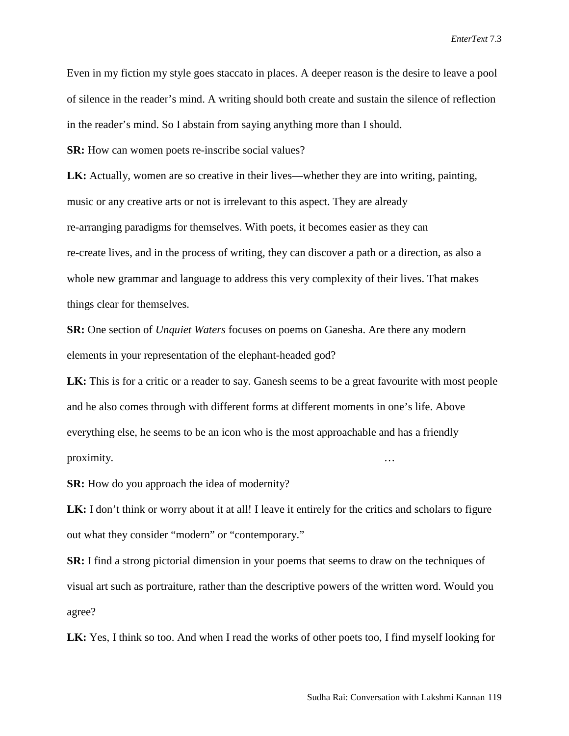Even in my fiction my style goes staccato in places. A deeper reason is the desire to leave a pool of silence in the reader's mind. A writing should both create and sustain the silence of reflection in the reader's mind. So I abstain from saying anything more than I should.

**SR:** How can women poets re-inscribe social values?

**LK:** Actually, women are so creative in their lives—whether they are into writing, painting, music or any creative arts or not is irrelevant to this aspect. They are already re-arranging paradigms for themselves. With poets, it becomes easier as they can re-create lives, and in the process of writing, they can discover a path or a direction, as also a whole new grammar and language to address this very complexity of their lives. That makes things clear for themselves.

**SR:** One section of *Unquiet Waters* focuses on poems on Ganesha. Are there any modern elements in your representation of the elephant-headed god?

**LK:** This is for a critic or a reader to say. Ganesh seems to be a great favourite with most people and he also comes through with different forms at different moments in one's life. Above everything else, he seems to be an icon who is the most approachable and has a friendly proximity. …

**SR:** How do you approach the idea of modernity?

**LK:** I don't think or worry about it at all! I leave it entirely for the critics and scholars to figure out what they consider "modern" or "contemporary."

**SR:** I find a strong pictorial dimension in your poems that seems to draw on the techniques of visual art such as portraiture, rather than the descriptive powers of the written word. Would you agree?

**LK:** Yes, I think so too. And when I read the works of other poets too, I find myself looking for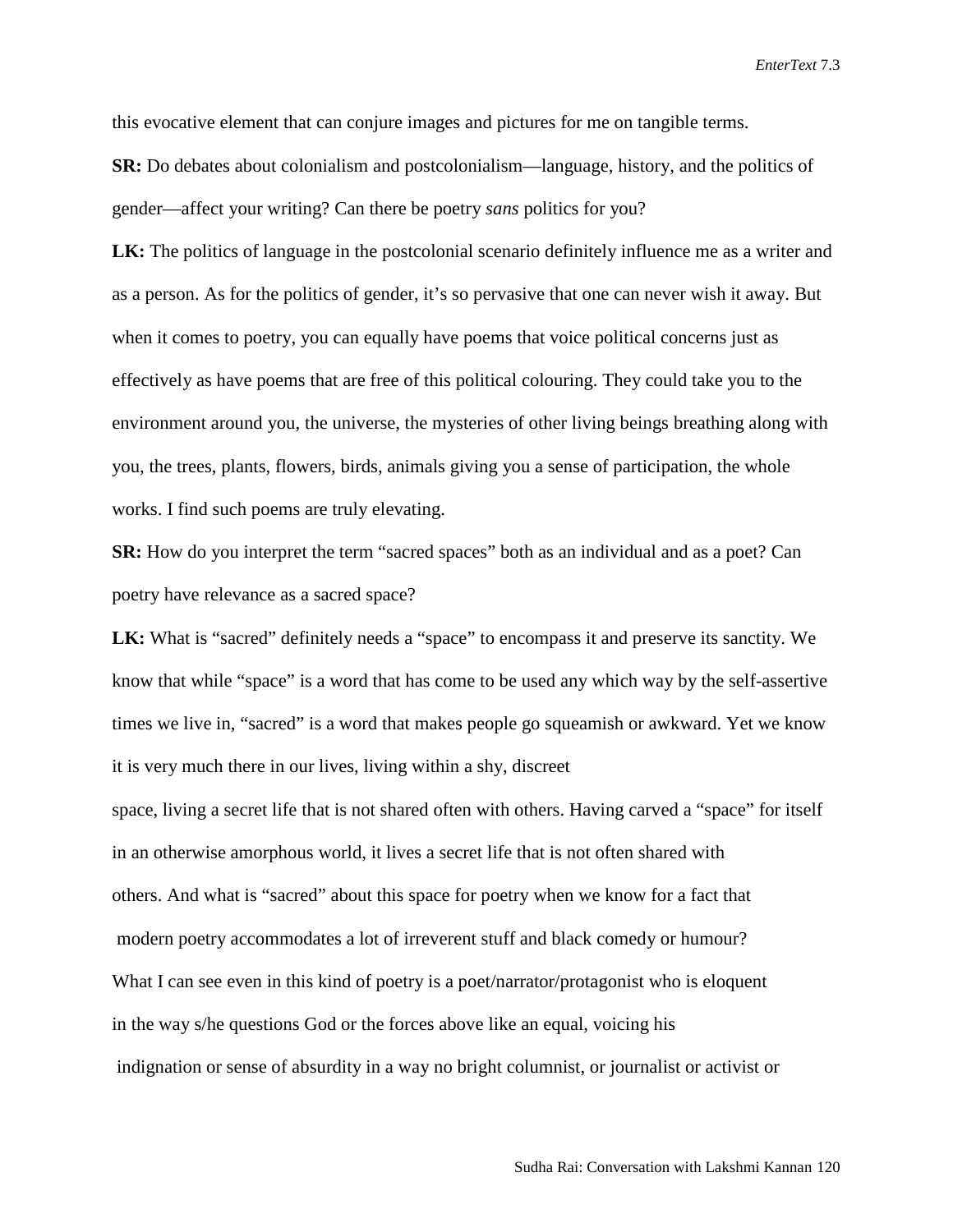this evocative element that can conjure images and pictures for me on tangible terms.

**SR:** Do debates about colonialism and postcolonialism—language, history, and the politics of gender—affect your writing? Can there be poetry *sans* politics for you?

**LK:** The politics of language in the postcolonial scenario definitely influence me as a writer and as a person. As for the politics of gender, it's so pervasive that one can never wish it away. But when it comes to poetry, you can equally have poems that voice political concerns just as effectively as have poems that are free of this political colouring. They could take you to the environment around you, the universe, the mysteries of other living beings breathing along with you, the trees, plants, flowers, birds, animals giving you a sense of participation, the whole works. I find such poems are truly elevating.

**SR:** How do you interpret the term "sacred spaces" both as an individual and as a poet? Can poetry have relevance as a sacred space?

**LK:** What is "sacred" definitely needs a "space" to encompass it and preserve its sanctity. We know that while "space" is a word that has come to be used any which way by the self-assertive times we live in, "sacred" is a word that makes people go squeamish or awkward. Yet we know it is very much there in our lives, living within a shy, discreet space, living a secret life that is not shared often with others. Having carved a "space" for itself in an otherwise amorphous world, it lives a secret life that is not often shared with others. And what is "sacred" about this space for poetry when we know for a fact that modern poetry accommodates a lot of irreverent stuff and black comedy or humour? What I can see even in this kind of poetry is a poet/narrator/protagonist who is eloquent in the way s/he questions God or the forces above like an equal, voicing his indignation or sense of absurdity in a way no bright columnist, or journalist or activist or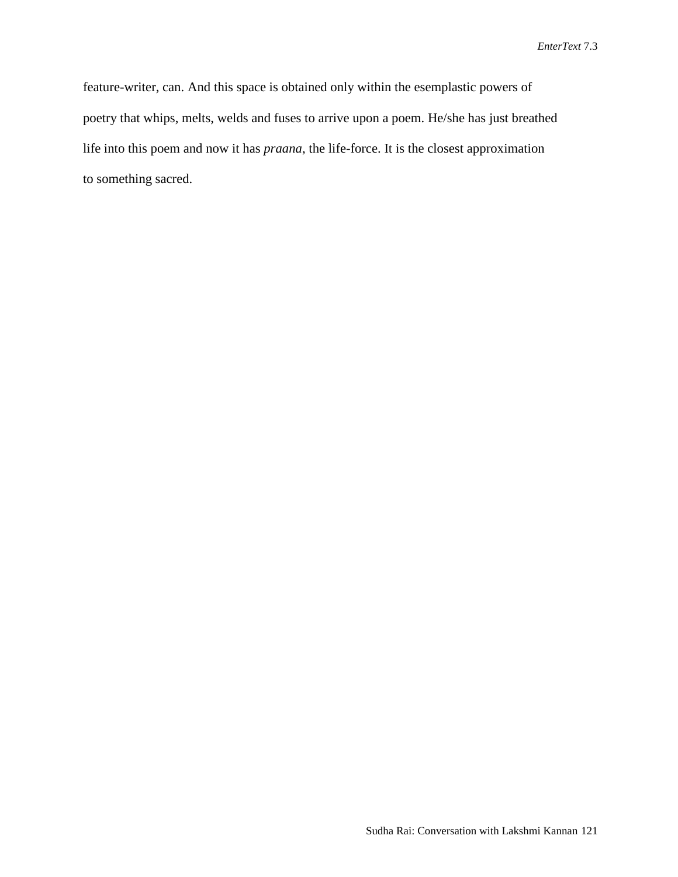feature-writer, can. And this space is obtained only within the esemplastic powers of poetry that whips, melts, welds and fuses to arrive upon a poem. He/she has just breathed life into this poem and now it has *praana*, the life-force. It is the closest approximation to something sacred.